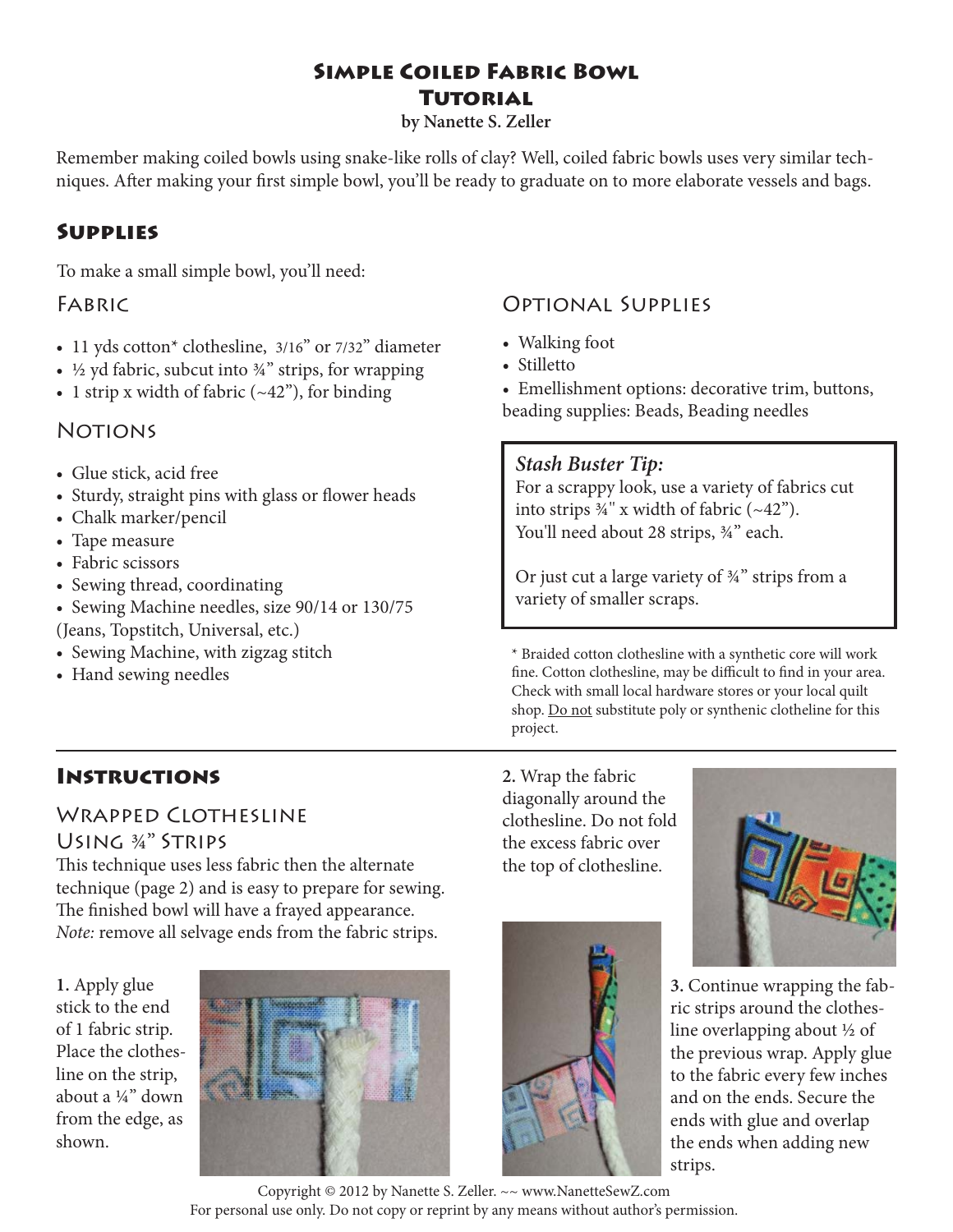# Simple Coiled Fabric Bowl Tutorial

**by Nanette S. Zeller**

Remember making coiled bowls using snake-like rolls of clay? Well, coiled fabric bowls uses very similar techniques. After making your first simple bowl, you'll be ready to graduate on to more elaborate vessels and bags.

## Supplies

To make a small simple bowl, you'll need:

### Fabric

- 11 yds cotton* clothesline, 3/16" or 7/32" diameter
- ½ yd fabric, subcut into ¾" strips, for wrapping
- 1 strip x width of fabric (~42"), for binding

### Notions

- Glue stick, acid free
- Sturdy, straight pins with glass or flower heads
- Chalk marker/pencil
- Tape measure
- Fabric scissors
- Sewing thread, coordinating
- Sewing Machine needles, size 90/14 or 130/75 (Jeans, Topstitch, Universal, etc.)
- Sewing Machine, with zigzag stitch
- Hand sewing needles

### Optional Supplies

- Walking foot
- Stilletto
- Emellishment options: decorative trim, buttons, beading supplies: Beads, Beading needles

> ***Stash Buster Tip:***
> For a scrappy look, use a variety of fabrics cut into strips ¾" x width of fabric (~42"). You'll need about 28 strips, ¾" each.
>
> Or just cut a large variety of ¾" strips from a variety of smaller scraps.

\* Braided cotton clothesline with a synthetic core will work fine. Cotton clothesline, may be difficult to find in your area. Check with small local hardware stores or your local quilt shop. Do not substitute poly or synthenic clotheline for this project.

## Instructions

### Wrapped Clothesline Using ¾" Strips

This technique uses less fabric then the alternate technique (page 2) and is easy to prepare for sewing. The finished bowl will have a frayed appearance. *Note:* remove all selvage ends from the fabric strips.

**1.** Apply glue stick to the end of 1 fabric strip. Place the clothesline on the strip, about a ¼" down from the edge, as shown.

**2.** Wrap the fabric diagonally around the clothesline. Do not fold the excess fabric over the top of clothesline.

**3.** Continue wrapping the fabric strips around the clothesline overlapping about ½ of the previous wrap. Apply glue to the fabric every few inches and on the ends. Secure the ends with glue and overlap the ends when adding new strips.

Copyright © 2012 by Nanette S. Zeller. ~~ www.NanetteSewZ.com
For personal use only. Do not copy or reprint by any means without author's permission.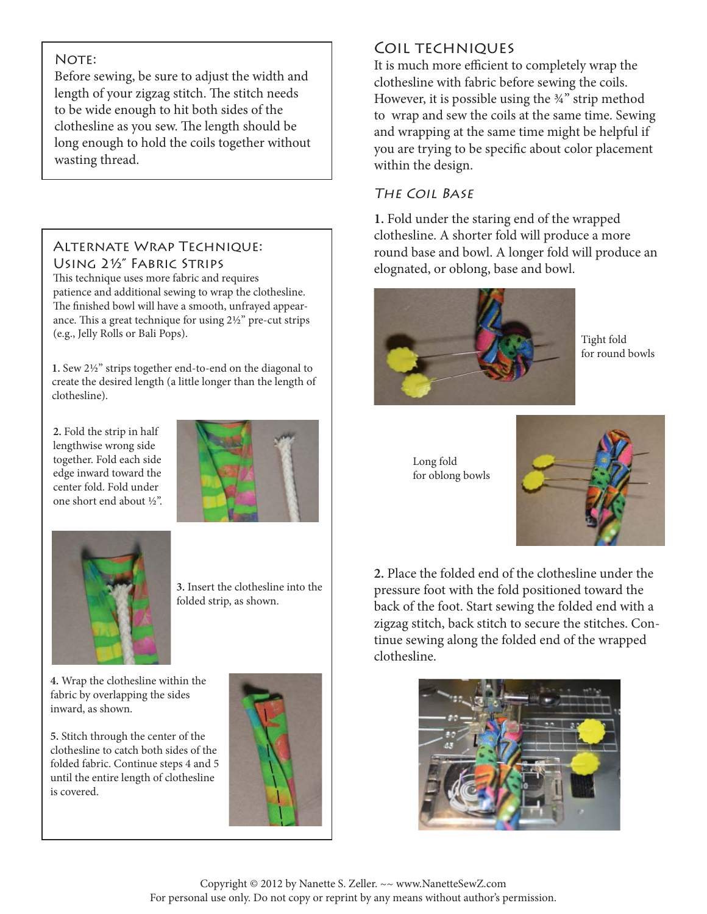## Note:

Before sewing, be sure to adjust the width and length of your zigzag stitch. The stitch needs to be wide enough to hit both sides of the clothesline as you sew. The length should be long enough to hold the coils together without wasting thread.

## Alternate Wrap Technique: Using 2½" Fabric Strips

This technique uses more fabric and requires patience and additional sewing to wrap the clothesline. The finished bowl will have a smooth, unfrayed appearance. This a great technique for using 2½" pre-cut strips (e.g., Jelly Rolls or Bali Pops).

**1.** Sew 2½" strips together end-to-end on the diagonal to create the desired length (a little longer than the length of clothesline).

**2.** Fold the strip in half lengthwise wrong side together. Fold each side edge inward toward the center fold. Fold under one short end about ½".

**3.** Insert the clothesline into the folded strip, as shown.

**4.** Wrap the clothesline within the fabric by overlapping the sides inward, as shown.

**5.** Stitch through the center of the clothesline to catch both sides of the folded fabric. Continue steps 4 and 5 until the entire length of clothesline is covered.

## Coil techniques

It is much more efficient to completely wrap the clothesline with fabric before sewing the coils. However, it is possible using the ¾" strip method to wrap and sew the coils at the same time. Sewing and wrapping at the same time might be helpful if you are trying to be specific about color placement within the design.

### *The Coil Base*

**1.** Fold under the staring end of the wrapped clothesline. A shorter fold will produce a more round base and bowl. A longer fold will produce an elognated, or oblong, base and bowl.

Tight fold for round bowls

Long fold for oblong bowls

**2.** Place the folded end of the clothesline under the pressure foot with the fold positioned toward the back of the foot. Start sewing the folded end with a zigzag stitch, back stitch to secure the stitches. Continue sewing along the folded end of the wrapped clothesline.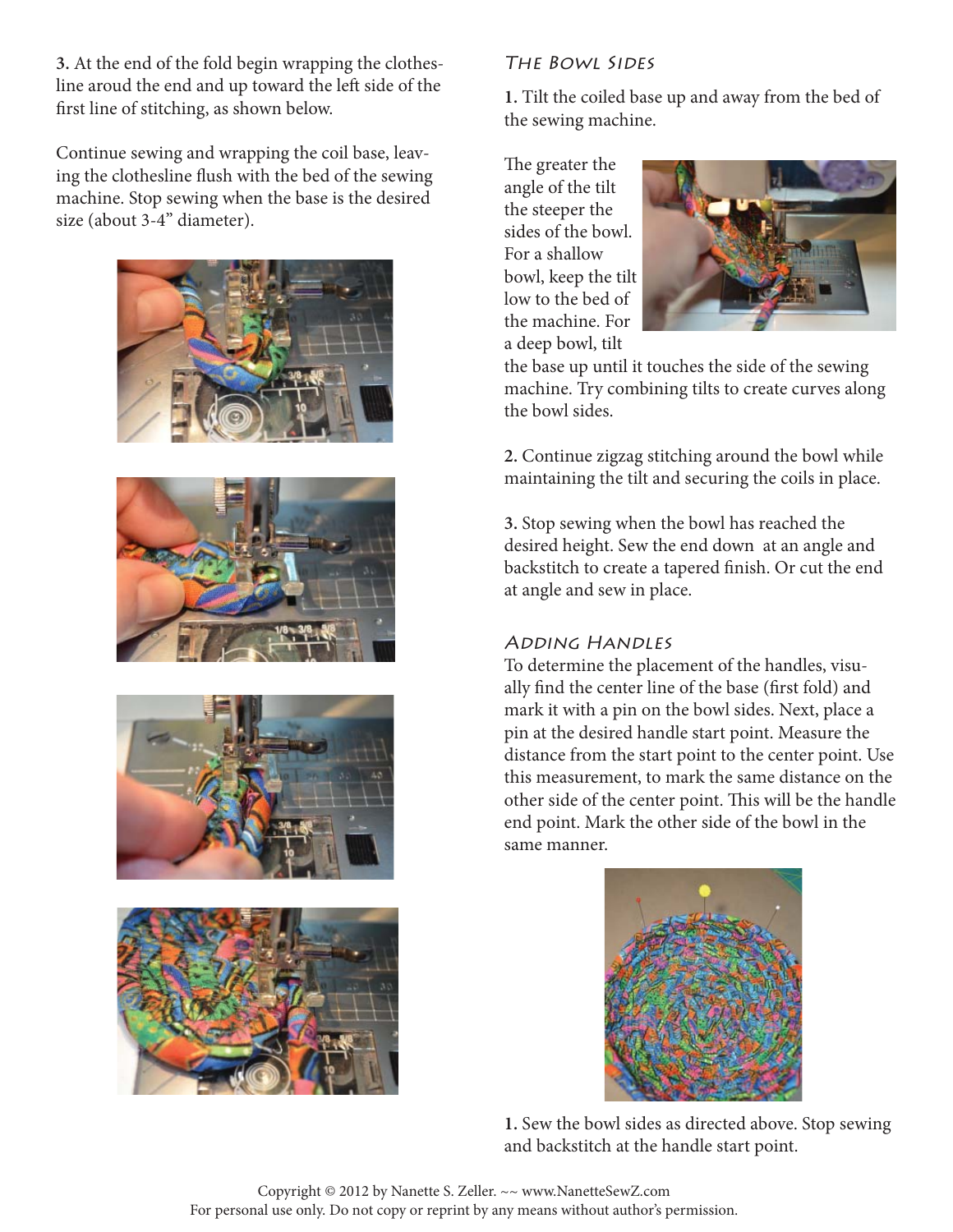**3.** At the end of the fold begin wrapping the clothesline aroud the end and up toward the left side of the first line of stitching, as shown below.

Continue sewing and wrapping the coil base, leaving the clothesline flush with the bed of the sewing machine. Stop sewing when the base is the desired size (about 3-4" diameter).

## The Bowl Sides

**1.** Tilt the coiled base up and away from the bed of the sewing machine.

The greater the angle of the tilt the steeper the sides of the bowl. For a shallow bowl, keep the tilt low to the bed of the machine. For a deep bowl, tilt the base up until it touches the side of the sewing machine. Try combining tilts to create curves along the bowl sides.

**2.** Continue zigzag stitching around the bowl while maintaining the tilt and securing the coils in place.

**3.** Stop sewing when the bowl has reached the desired height. Sew the end down at an angle and backstitch to create a tapered finish. Or cut the end at angle and sew in place.

## Adding Handles

To determine the placement of the handles, visually find the center line of the base (first fold) and mark it with a pin on the bowl sides. Next, place a pin at the desired handle start point. Measure the distance from the start point to the center point. Use this measurement, to mark the same distance on the other side of the center point. This will be the handle end point. Mark the other side of the bowl in the same manner.

**1.** Sew the bowl sides as directed above. Stop sewing and backstitch at the handle start point.

Copyright © 2012 by Nanette S. Zeller. ~~ www.NanetteSewZ.com
For personal use only. Do not copy or reprint by any means without author's permission.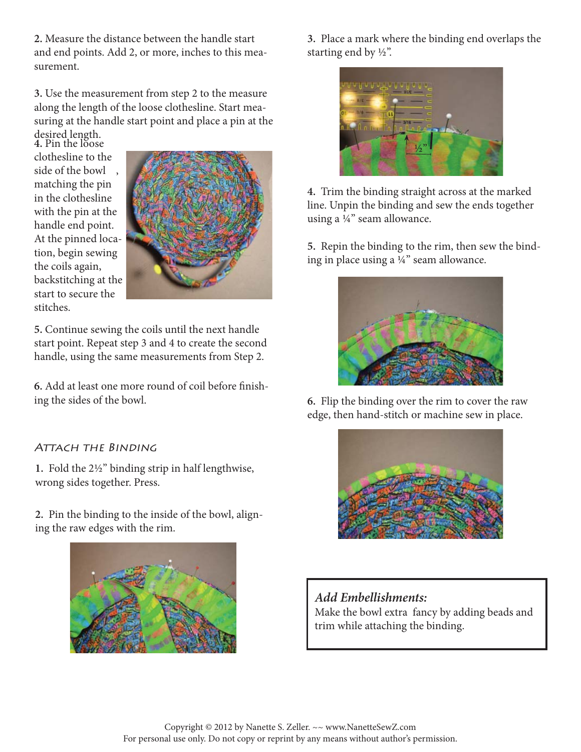**2.** Measure the distance between the handle start and end points. Add 2, or more, inches to this measurement.

**3.** Use the measurement from step 2 to the measure along the length of the loose clothesline. Start measuring at the handle start point and place a pin at the desired length.

**4.** Pin the loose clothesline to the side of the bowl , matching the pin in the clothesline with the pin at the handle end point. At the pinned location, begin sewing the coils again, backstitching at the start to secure the stitches.

**5.** Continue sewing the coils until the next handle start point. Repeat step 3 and 4 to create the second handle, using the same measurements from Step 2.

**6.** Add at least one more round of coil before finishing the sides of the bowl.

### Attach the Binding

**1.** Fold the 2½" binding strip in half lengthwise, wrong sides together. Press.

**2.** Pin the binding to the inside of the bowl, aligning the raw edges with the rim.

**3.** Place a mark where the binding end overlaps the starting end by ½".

**4.** Trim the binding straight across at the marked line. Unpin the binding and sew the ends together using a ¼" seam allowance.

**5.** Repin the binding to the rim, then sew the binding in place using a ¼" seam allowance.

**6.** Flip the binding over the rim to cover the raw edge, then hand-stitch or machine sew in place.

***Add Embellishments:***
Make the bowl extra fancy by adding beads and trim while attaching the binding.

Copyright © 2012 by Nanette S. Zeller. ~~ www.NanetteSewZ.com
For personal use only. Do not copy or reprint by any means without author's permission.